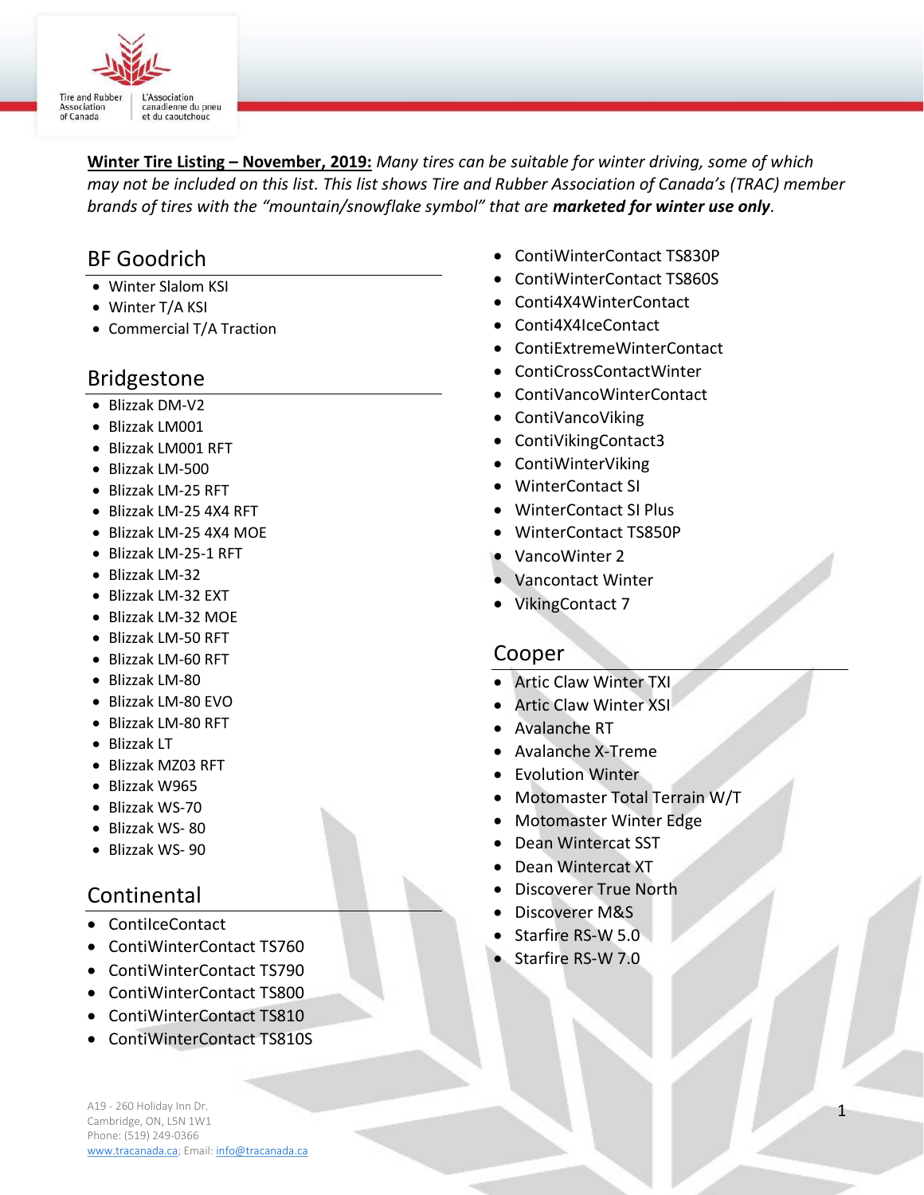**Winter Tire Listing – November, 2019:** *Many tires can be suitable for winter driving, some of which may not be included on this list. This list shows Tire and Rubber Association of Canada's (TRAC) member brands of tires with the "mountain/snowflake symbol" that are* ***marketed for winter use only****.*

## BF Goodrich

- Winter Slalom KSI
- Winter T/A KSI
- Commercial T/A Traction

## Bridgestone

- Blizzak DM-V2
- Blizzak LM001
- Blizzak LM001 RFT
- Blizzak LM-500
- Blizzak LM-25 RFT
- Blizzak LM-25 4X4 RFT
- Blizzak LM-25 4X4 MOE
- Blizzak LM-25-1 RFT
- Blizzak LM-32
- Blizzak LM-32 EXT
- Blizzak LM-32 MOE
- Blizzak LM-50 RFT
- Blizzak LM-60 RFT
- Blizzak LM-80
- Blizzak LM-80 EVO
- Blizzak LM-80 RFT
- Blizzak LT
- Blizzak MZ03 RFT
- Blizzak W965
- Blizzak WS-70
- Blizzak WS- 80
- Blizzak WS- 90

## Continental

- ContiIceContact
- ContiWinterContact TS760
- ContiWinterContact TS790
- ContiWinterContact TS800
- ContiWinterContact TS810
- ContiWinterContact TS810S
- ContiWinterContact TS830P
- ContiWinterContact TS860S
- Conti4X4WinterContact
- Conti4X4IceContact
- ContiExtremeWinterContact
- ContiCrossContactWinter
- ContiVancoWinterContact
- ContiVancoViking
- ContiVikingContact3
- ContiWinterViking
- WinterContact SI
- WinterContact SI Plus
- WinterContact TS850P
- VancoWinter 2
- Vancontact Winter
- VikingContact 7

## Cooper

- Artic Claw Winter TXI
- Artic Claw Winter XSI
- Avalanche RT
- Avalanche X-Treme
- Evolution Winter
- Motomaster Total Terrain W/T
- Motomaster Winter Edge
- Dean Wintercat SST
- Dean Wintercat XT
- Discoverer True North
- Discoverer M&S
- Starfire RS-W 5.0
- Starfire RS-W 7.0

A19 - 260 Holiday Inn Dr.
Cambridge, ON, L5N 1W1
Phone: (519) 249-0366
www.tracanada.ca; Email: info@tracanada.ca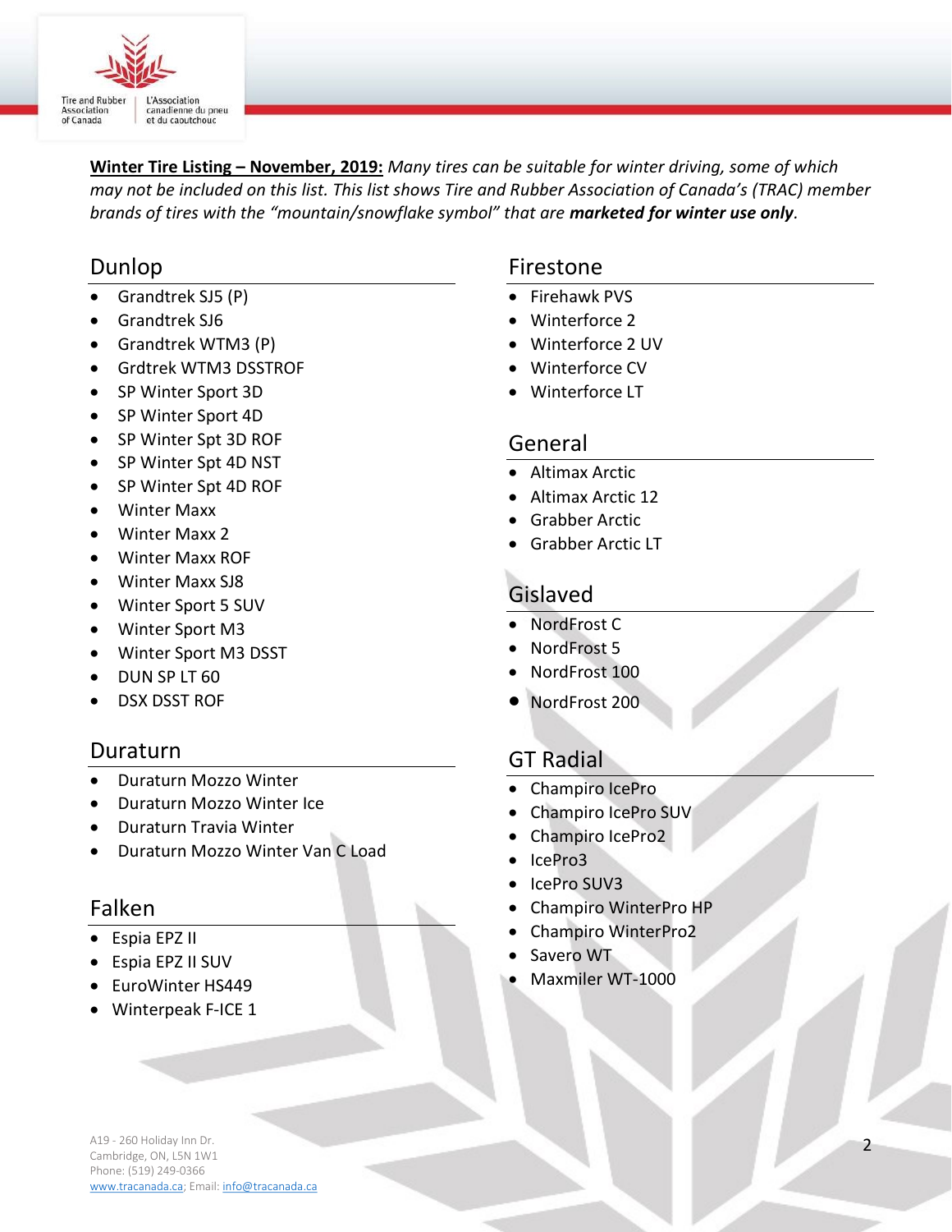**Winter Tire Listing – November, 2019:** *Many tires can be suitable for winter driving, some of which may not be included on this list. This list shows Tire and Rubber Association of Canada's (TRAC) member brands of tires with the "mountain/snowflake symbol" that are* ***marketed for winter use only****.*

## Dunlop

- Grandtrek SJ5 (P)
- Grandtrek SJ6
- Grandtrek WTM3 (P)
- Grdtrek WTM3 DSSTROF
- SP Winter Sport 3D
- SP Winter Sport 4D
- SP Winter Spt 3D ROF
- SP Winter Spt 4D NST
- SP Winter Spt 4D ROF
- Winter Maxx
- Winter Maxx 2
- Winter Maxx ROF
- Winter Maxx SJ8
- Winter Sport 5 SUV
- Winter Sport M3
- Winter Sport M3 DSST
- DUN SP LT 60
- DSX DSST ROF

## Duraturn

- Duraturn Mozzo Winter
- Duraturn Mozzo Winter Ice
- Duraturn Travia Winter
- Duraturn Mozzo Winter Van C Load

## Falken

- Espia EPZ II
- Espia EPZ II SUV
- EuroWinter HS449
- Winterpeak F-ICE 1

## Firestone

- Firehawk PVS
- Winterforce 2
- Winterforce 2 UV
- Winterforce CV
- Winterforce LT

## General

- Altimax Arctic
- Altimax Arctic 12
- Grabber Arctic
- Grabber Arctic LT

## Gislaved

- NordFrost C
- NordFrost 5
- NordFrost 100
- NordFrost 200

## GT Radial

- Champiro IcePro
- Champiro IcePro SUV
- Champiro IcePro2
- IcePro3
- IcePro SUV3
- Champiro WinterPro HP
- Champiro WinterPro2
- Savero WT
- Maxmiler WT-1000

A19 - 260 Holiday Inn Dr.
Cambridge, ON, L5N 1W1
Phone: (519) 249-0366
www.tracanada.ca; Email: info@tracanada.ca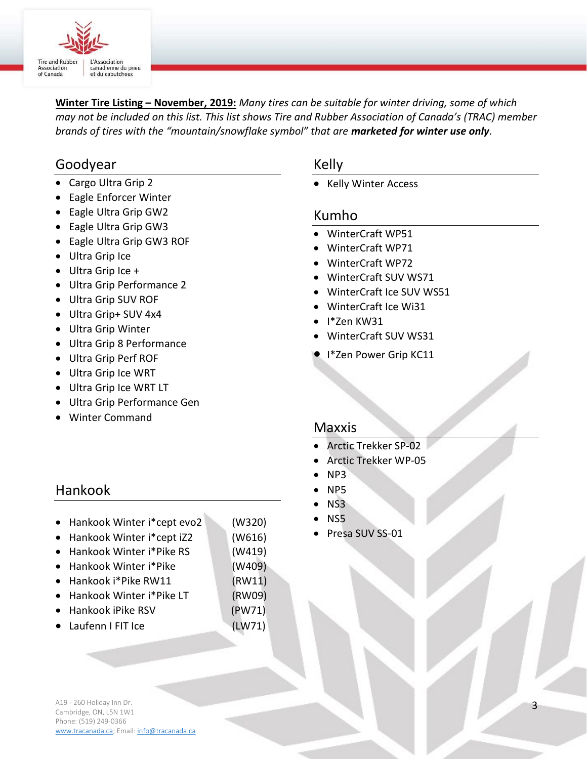**Winter Tire Listing – November, 2019:** *Many tires can be suitable for winter driving, some of which may not be included on this list. This list shows Tire and Rubber Association of Canada's (TRAC) member brands of tires with the "mountain/snowflake symbol" that are* ***marketed for winter use only****.*

## Goodyear

- Cargo Ultra Grip 2
- Eagle Enforcer Winter
- Eagle Ultra Grip GW2
- Eagle Ultra Grip GW3
- Eagle Ultra Grip GW3 ROF
- Ultra Grip Ice
- Ultra Grip Ice +
- Ultra Grip Performance 2
- Ultra Grip SUV ROF
- Ultra Grip+ SUV 4x4
- Ultra Grip Winter
- Ultra Grip 8 Performance
- Ultra Grip Perf ROF
- Ultra Grip Ice WRT
- Ultra Grip Ice WRT LT
- Ultra Grip Performance Gen
- Winter Command

## Hankook

- Hankook Winter i*cept evo2 (W320)
- Hankook Winter i*cept iZ2 (W616)
- Hankook Winter i*Pike RS (W419)
- Hankook Winter i*Pike (W409)
- Hankook i*Pike RW11 (RW11)
- Hankook Winter i*Pike LT (RW09)
- Hankook iPike RSV (PW71)
- Laufenn I FIT Ice (LW71)

## Kelly

- Kelly Winter Access

## Kumho

- WinterCraft WP51
- WinterCraft WP71
- WinterCraft WP72
- WinterCraft SUV WS71
- WinterCraft Ice SUV WS51
- WinterCraft Ice Wi31
- I*Zen KW31
- WinterCraft SUV WS31
- I*Zen Power Grip KC11

## Maxxis

- Arctic Trekker SP-02
- Arctic Trekker WP-05
- NP3
- NP5
- NS3
- NS5
- Presa SUV SS-01

A19 - 260 Holiday Inn Dr.
Cambridge, ON, L5N 1W1
Phone: (519) 249-0366
www.tracanada.ca; Email: info@tracanada.ca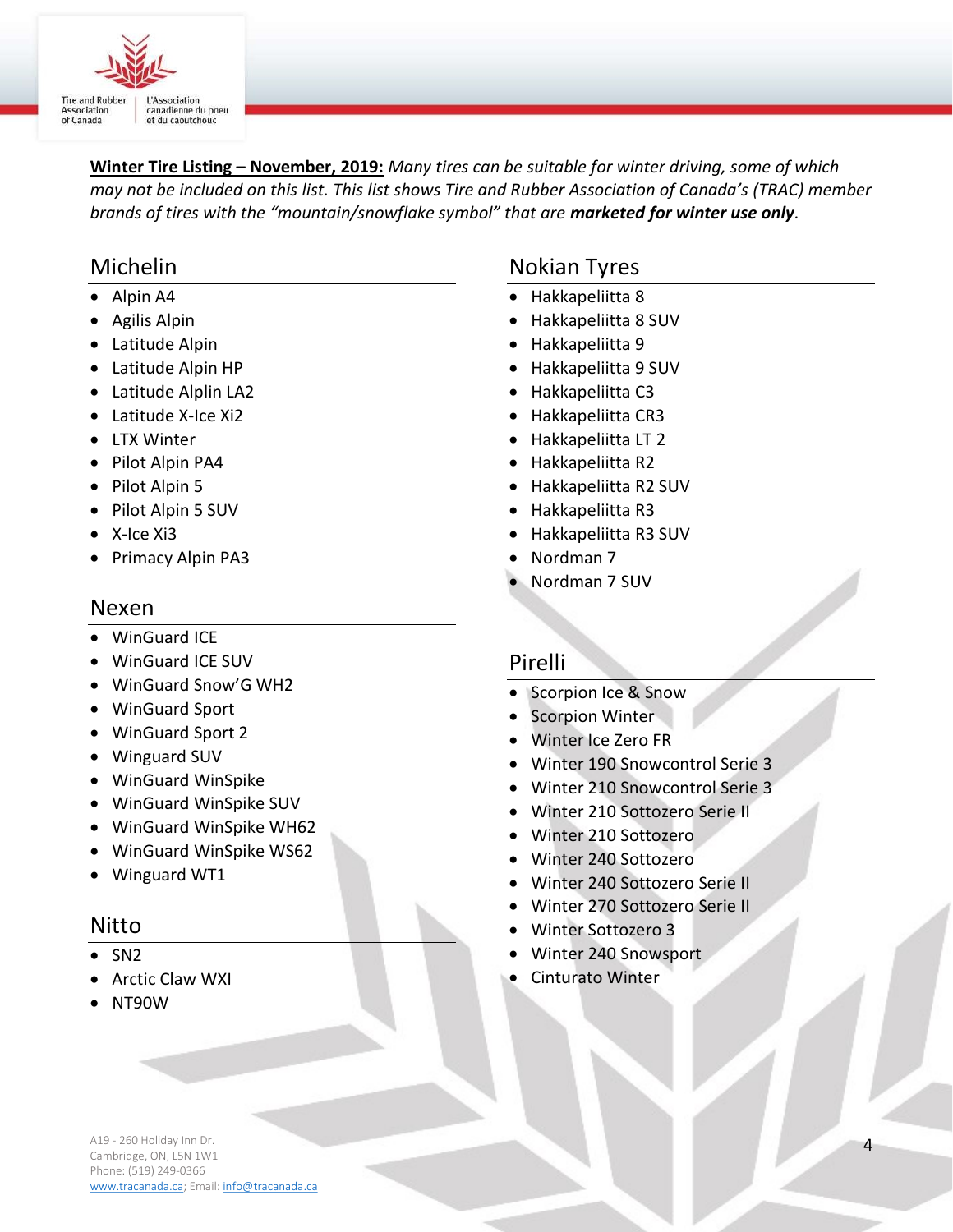**Winter Tire Listing – November, 2019:** *Many tires can be suitable for winter driving, some of which may not be included on this list. This list shows Tire and Rubber Association of Canada's (TRAC) member brands of tires with the "mountain/snowflake symbol" that are **marketed for winter use only**.*

## Michelin

- Alpin A4
- Agilis Alpin
- Latitude Alpin
- Latitude Alpin HP
- Latitude Alplin LA2
- Latitude X-Ice Xi2
- LTX Winter
- Pilot Alpin PA4
- Pilot Alpin 5
- Pilot Alpin 5 SUV
- X-Ice Xi3
- Primacy Alpin PA3

## Nexen

- WinGuard ICE
- WinGuard ICE SUV
- WinGuard Snow'G WH2
- WinGuard Sport
- WinGuard Sport 2
- Winguard SUV
- WinGuard WinSpike
- WinGuard WinSpike SUV
- WinGuard WinSpike WH62
- WinGuard WinSpike WS62
- Winguard WT1

## Nitto

- SN2
- Arctic Claw WXI
- NT90W

## Nokian Tyres

- Hakkapeliitta 8
- Hakkapeliitta 8 SUV
- Hakkapeliitta 9
- Hakkapeliitta 9 SUV
- Hakkapeliitta C3
- Hakkapeliitta CR3
- Hakkapeliitta LT 2
- Hakkapeliitta R2
- Hakkapeliitta R2 SUV
- Hakkapeliitta R3
- Hakkapeliitta R3 SUV
- Nordman 7
- Nordman 7 SUV

## Pirelli

- Scorpion Ice & Snow
- Scorpion Winter
- Winter Ice Zero FR
- Winter 190 Snowcontrol Serie 3
- Winter 210 Snowcontrol Serie 3
- Winter 210 Sottozero Serie II
- Winter 210 Sottozero
- Winter 240 Sottozero
- Winter 240 Sottozero Serie II
- Winter 270 Sottozero Serie II
- Winter Sottozero 3
- Winter 240 Snowsport
- Cinturato Winter

A19 - 260 Holiday Inn Dr.
Cambridge, ON, L5N 1W1
Phone: (519) 249-0366
www.tracanada.ca; Email: info@tracanada.ca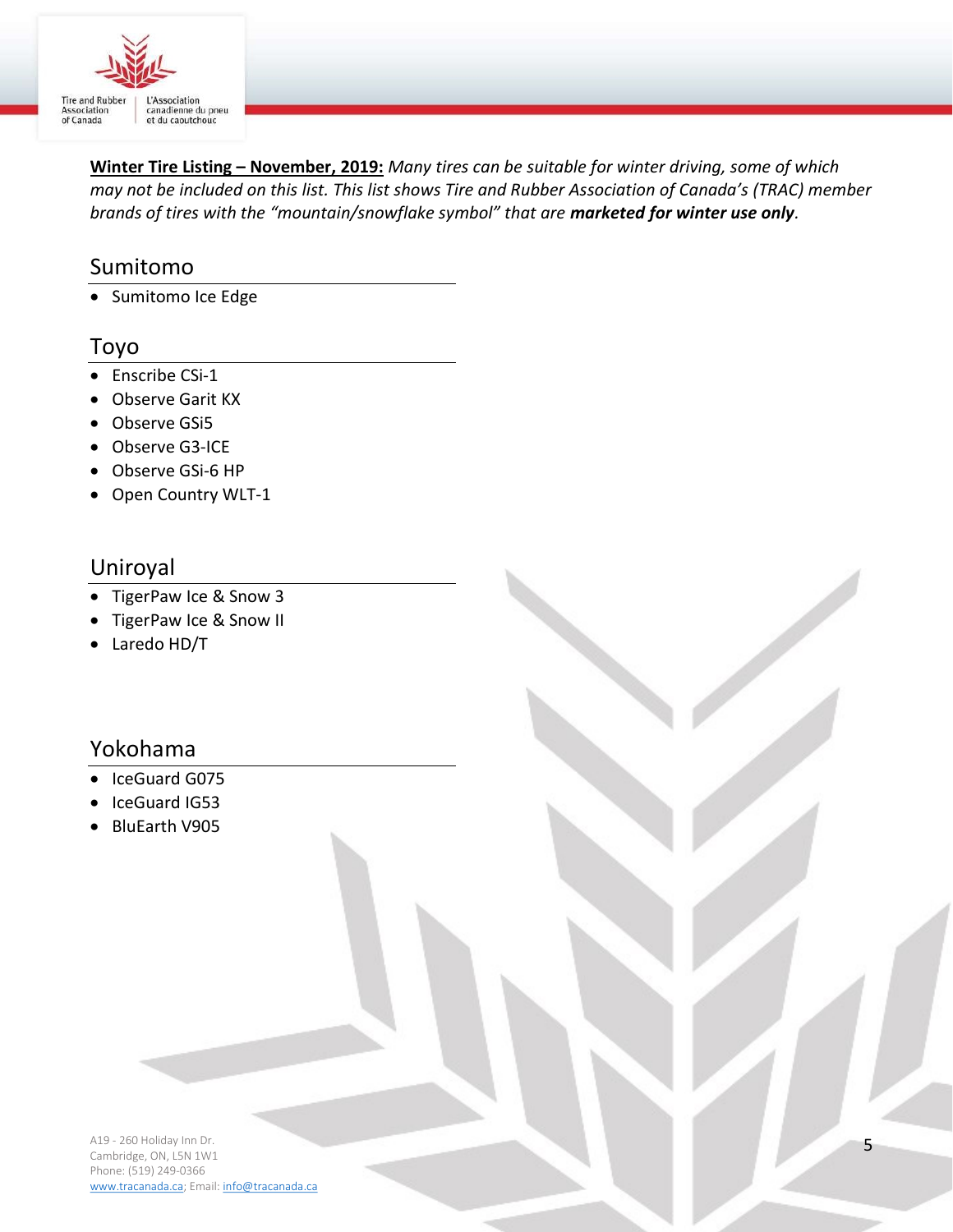**Winter Tire Listing – November, 2019:** *Many tires can be suitable for winter driving, some of which may not be included on this list. This list shows Tire and Rubber Association of Canada's (TRAC) member brands of tires with the "mountain/snowflake symbol" that are **marketed for winter use only**.*

## Sumitomo

- Sumitomo Ice Edge

## Toyo

- Enscribe CSi-1
- Observe Garit KX
- Observe GSi5
- Observe G3-ICE
- Observe GSi-6 HP
- Open Country WLT-1

## Uniroyal

- TigerPaw Ice & Snow 3
- TigerPaw Ice & Snow II
- Laredo HD/T

## Yokohama

- IceGuard G075
- IceGuard IG53
- BluEarth V905

A19 - 260 Holiday Inn Dr.
Cambridge, ON, L5N 1W1
Phone: (519) 249-0366
www.tracanada.ca; Email: info@tracanada.ca